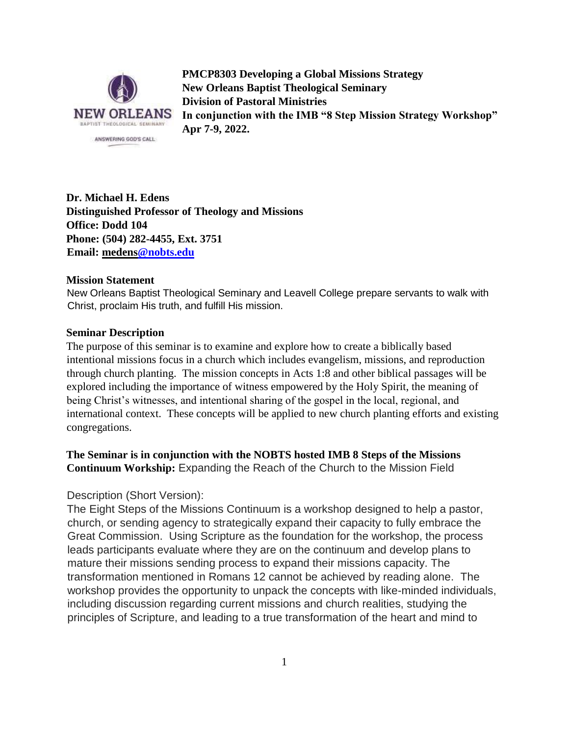**PMCP8303 Developing a Global Missions Strategy**
**New Orleans Baptist Theological Seminary**
**Division of Pastoral Ministries**
**In conjunction with the IMB "8 Step Mission Strategy Workshop"**
**Apr 7-9, 2022.**

**Dr. Michael H. Edens**
**Distinguished Professor of Theology and Missions**
**Office: Dodd 104**
**Phone: (504) 282-4455, Ext. 3751**
**Email: medens@nobts.edu**

## Mission Statement

New Orleans Baptist Theological Seminary and Leavell College prepare servants to walk with Christ, proclaim His truth, and fulfill His mission.

## Seminar Description

The purpose of this seminar is to examine and explore how to create a biblically based intentional missions focus in a church which includes evangelism, missions, and reproduction through church planting. The mission concepts in Acts 1:8 and other biblical passages will be explored including the importance of witness empowered by the Holy Spirit, the meaning of being Christ's witnesses, and intentional sharing of the gospel in the local, regional, and international context. These concepts will be applied to new church planting efforts and existing congregations.

**The Seminar is in conjunction with the NOBTS hosted IMB 8 Steps of the Missions Continuum Workshop:** Expanding the Reach of the Church to the Mission Field

Description (Short Version):

The Eight Steps of the Missions Continuum is a workshop designed to help a pastor, church, or sending agency to strategically expand their capacity to fully embrace the Great Commission. Using Scripture as the foundation for the workshop, the process leads participants evaluate where they are on the continuum and develop plans to mature their missions sending process to expand their missions capacity. The transformation mentioned in Romans 12 cannot be achieved by reading alone. The workshop provides the opportunity to unpack the concepts with like-minded individuals, including discussion regarding current missions and church realities, studying the principles of Scripture, and leading to a true transformation of the heart and mind to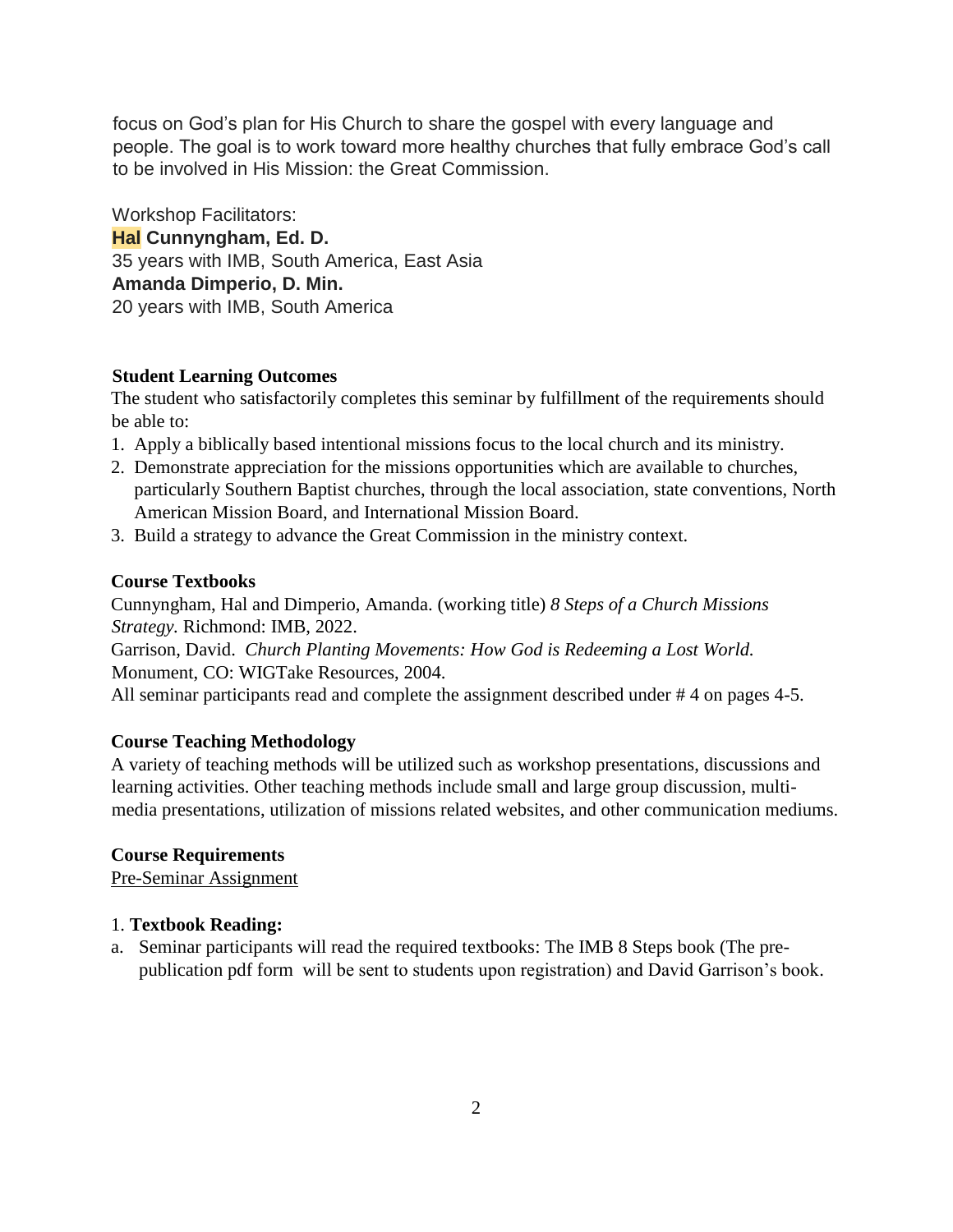focus on God's plan for His Church to share the gospel with every language and people. The goal is to work toward more healthy churches that fully embrace God's call to be involved in His Mission: the Great Commission.

Workshop Facilitators:
**Hal Cunnyngham, Ed. D.**
35 years with IMB, South America, East Asia
**Amanda Dimperio, D. Min.**
20 years with IMB, South America

**Student Learning Outcomes**

The student who satisfactorily completes this seminar by fulfillment of the requirements should be able to:

1. Apply a biblically based intentional missions focus to the local church and its ministry.
2. Demonstrate appreciation for the missions opportunities which are available to churches, particularly Southern Baptist churches, through the local association, state conventions, North American Mission Board, and International Mission Board.
3. Build a strategy to advance the Great Commission in the ministry context.

**Course Textbooks**

Cunnyngham, Hal and Dimperio, Amanda. (working title) *8 Steps of a Church Missions Strategy.* Richmond: IMB, 2022.
Garrison, David. *Church Planting Movements: How God is Redeeming a Lost World.* Monument, CO: WIGTake Resources, 2004.
All seminar participants read and complete the assignment described under # 4 on pages 4-5.

**Course Teaching Methodology**

A variety of teaching methods will be utilized such as workshop presentations, discussions and learning activities. Other teaching methods include small and large group discussion, multi-media presentations, utilization of missions related websites, and other communication mediums.

**Course Requirements**

Pre-Seminar Assignment

1. **Textbook Reading:**

a. Seminar participants will read the required textbooks: The IMB 8 Steps book (The pre-publication pdf form will be sent to students upon registration) and David Garrison's book.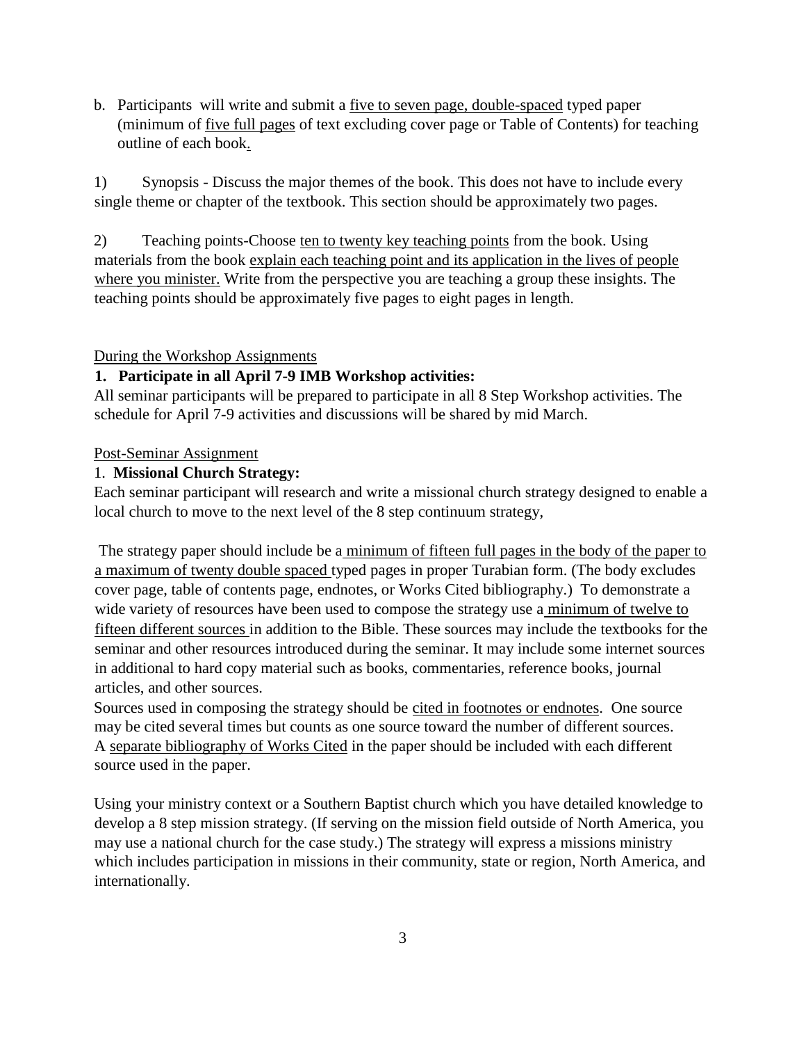b. Participants will write and submit a five to seven page, double-spaced typed paper (minimum of five full pages of text excluding cover page or Table of Contents) for teaching outline of each book.

1) Synopsis - Discuss the major themes of the book. This does not have to include every single theme or chapter of the textbook. This section should be approximately two pages.

2) Teaching points-Choose ten to twenty key teaching points from the book. Using materials from the book explain each teaching point and its application in the lives of people where you minister. Write from the perspective you are teaching a group these insights. The teaching points should be approximately five pages to eight pages in length.

During the Workshop Assignments

**1. Participate in all April 7-9 IMB Workshop activities:**

All seminar participants will be prepared to participate in all 8 Step Workshop activities. The schedule for April 7-9 activities and discussions will be shared by mid March.

Post-Seminar Assignment

1. **Missional Church Strategy:**

Each seminar participant will research and write a missional church strategy designed to enable a local church to move to the next level of the 8 step continuum strategy,

The strategy paper should include be a minimum of fifteen full pages in the body of the paper to a maximum of twenty double spaced typed pages in proper Turabian form. (The body excludes cover page, table of contents page, endnotes, or Works Cited bibliography.) To demonstrate a wide variety of resources have been used to compose the strategy use a minimum of twelve to fifteen different sources in addition to the Bible. These sources may include the textbooks for the seminar and other resources introduced during the seminar. It may include some internet sources in additional to hard copy material such as books, commentaries, reference books, journal articles, and other sources.

Sources used in composing the strategy should be cited in footnotes or endnotes. One source may be cited several times but counts as one source toward the number of different sources. A separate bibliography of Works Cited in the paper should be included with each different source used in the paper.

Using your ministry context or a Southern Baptist church which you have detailed knowledge to develop a 8 step mission strategy. (If serving on the mission field outside of North America, you may use a national church for the case study.) The strategy will express a missions ministry which includes participation in missions in their community, state or region, North America, and internationally.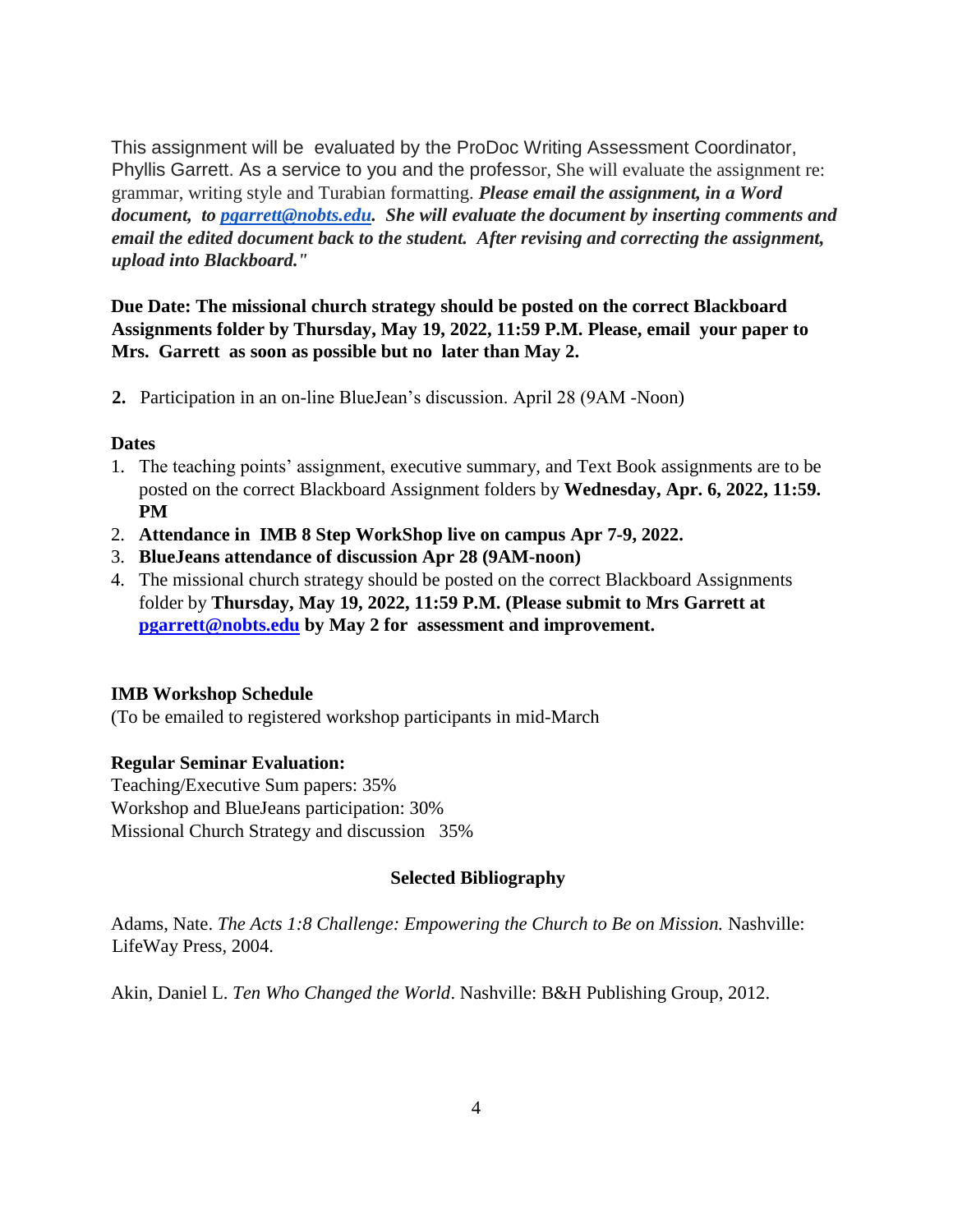This assignment will be evaluated by the ProDoc Writing Assessment Coordinator, Phyllis Garrett. As a service to you and the professor, She will evaluate the assignment re: grammar, writing style and Turabian formatting. ***Please email the assignment, in a Word document, to pgarrett@nobts.edu. She will evaluate the document by inserting comments and email the edited document back to the student. After revising and correcting the assignment, upload into Blackboard."***

**Due Date: The missional church strategy should be posted on the correct Blackboard Assignments folder by Thursday, May 19, 2022, 11:59 P.M. Please, email your paper to Mrs. Garrett as soon as possible but no later than May 2.**

**2.** Participation in an on-line BlueJean's discussion. April 28 (9AM -Noon)

**Dates**

1. The teaching points' assignment, executive summary, and Text Book assignments are to be posted on the correct Blackboard Assignment folders by **Wednesday, Apr. 6, 2022, 11:59. PM**
2. **Attendance in IMB 8 Step WorkShop live on campus Apr 7-9, 2022.**
3. **BlueJeans attendance of discussion Apr 28 (9AM-noon)**
4. The missional church strategy should be posted on the correct Blackboard Assignments folder by **Thursday, May 19, 2022, 11:59 P.M. (Please submit to Mrs Garrett at pgarrett@nobts.edu by May 2 for assessment and improvement.**

**IMB Workshop Schedule**
(To be emailed to registered workshop participants in mid-March

**Regular Seminar Evaluation:**
Teaching/Executive Sum papers: 35%
Workshop and BlueJeans participation: 30%
Missional Church Strategy and discussion 35%

## Selected Bibliography

Adams, Nate. *The Acts 1:8 Challenge: Empowering the Church to Be on Mission.* Nashville: LifeWay Press, 2004.

Akin, Daniel L. *Ten Who Changed the World*. Nashville: B&H Publishing Group, 2012.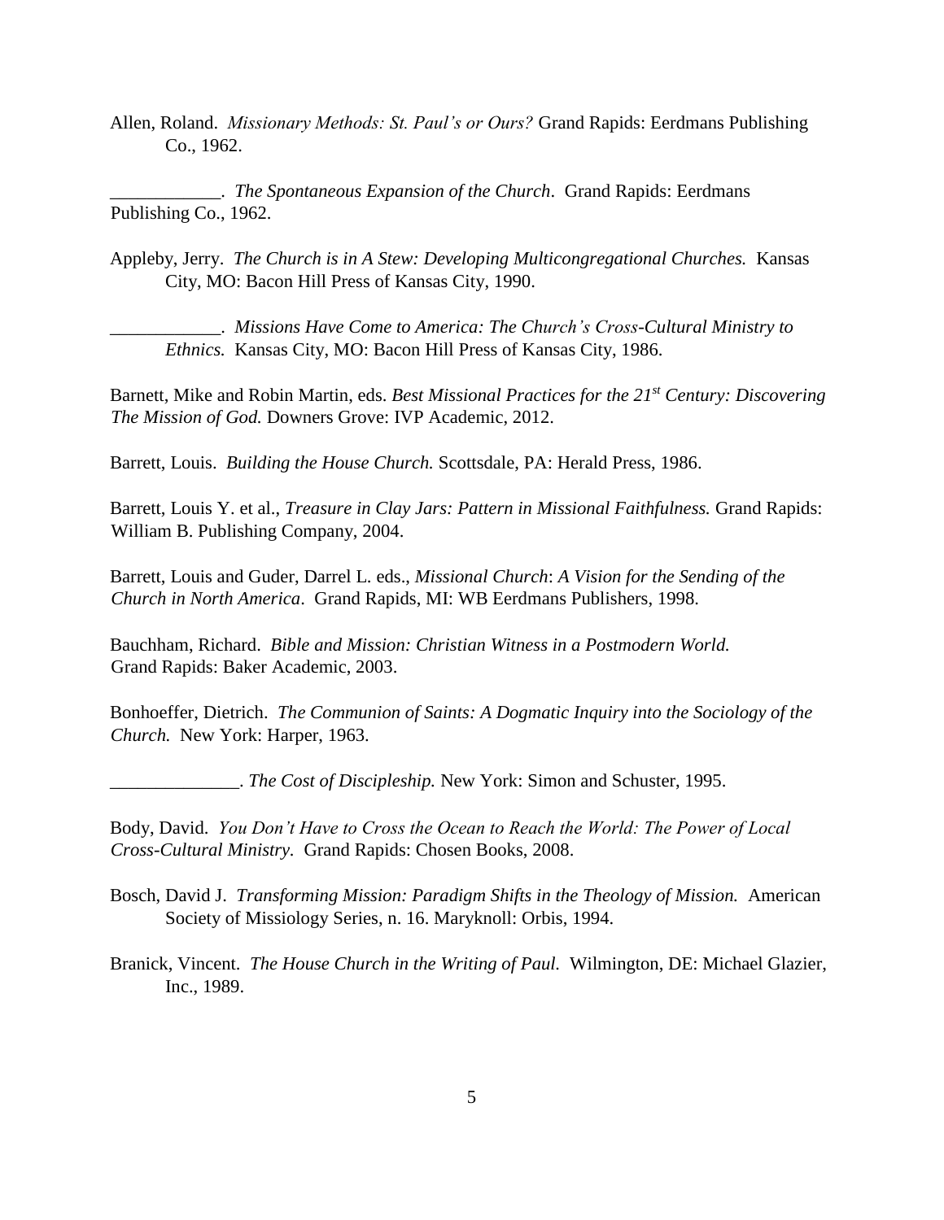Allen, Roland. *Missionary Methods: St. Paul's or Ours?* Grand Rapids: Eerdmans Publishing Co., 1962.

____________. *The Spontaneous Expansion of the Church*. Grand Rapids: Eerdmans Publishing Co., 1962.

Appleby, Jerry. *The Church is in A Stew: Developing Multicongregational Churches.* Kansas City, MO: Bacon Hill Press of Kansas City, 1990.

____________. *Missions Have Come to America: The Church's Cross-Cultural Ministry to Ethnics.* Kansas City, MO: Bacon Hill Press of Kansas City, 1986.

Barnett, Mike and Robin Martin, eds. *Best Missional Practices for the 21st Century: Discovering The Mission of God.* Downers Grove: IVP Academic, 2012.

Barrett, Louis. *Building the House Church.* Scottsdale, PA: Herald Press, 1986.

Barrett, Louis Y. et al., *Treasure in Clay Jars: Pattern in Missional Faithfulness.* Grand Rapids: William B. Publishing Company, 2004.

Barrett, Louis and Guder, Darrel L. eds., *Missional Church*: *A Vision for the Sending of the Church in North America*. Grand Rapids, MI: WB Eerdmans Publishers, 1998.

Bauchham, Richard. *Bible and Mission: Christian Witness in a Postmodern World.* Grand Rapids: Baker Academic, 2003.

Bonhoeffer, Dietrich. *The Communion of Saints: A Dogmatic Inquiry into the Sociology of the Church.* New York: Harper, 1963.

______________. *The Cost of Discipleship.* New York: Simon and Schuster, 1995.

Body, David. *You Don't Have to Cross the Ocean to Reach the World: The Power of Local Cross-Cultural Ministry.* Grand Rapids: Chosen Books, 2008.

Bosch, David J. *Transforming Mission: Paradigm Shifts in the Theology of Mission.* American Society of Missiology Series, n. 16. Maryknoll: Orbis, 1994.

Branick, Vincent. *The House Church in the Writing of Paul.* Wilmington, DE: Michael Glazier, Inc., 1989.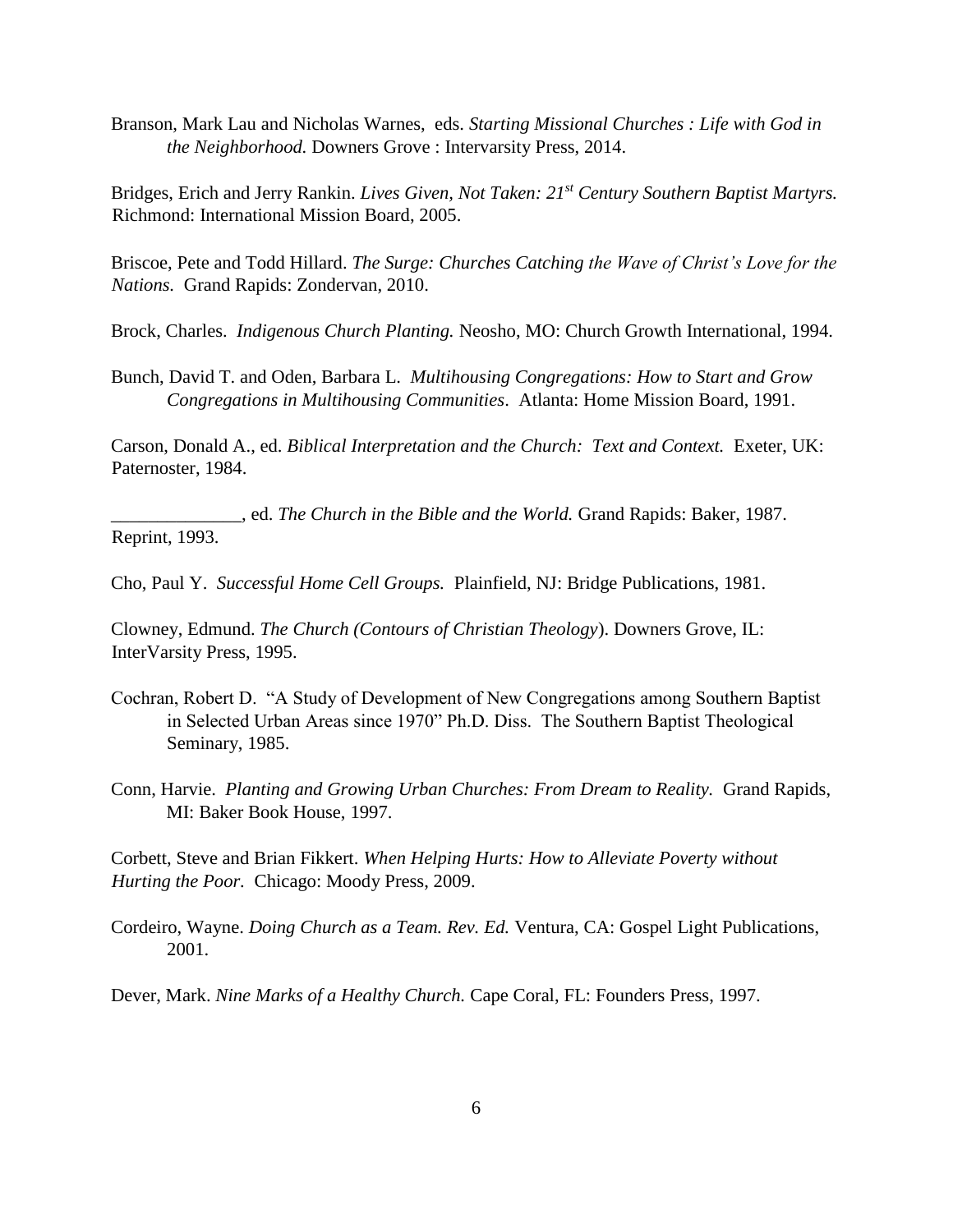Branson, Mark Lau and Nicholas Warnes, eds. *Starting Missional Churches : Life with God in the Neighborhood.* Downers Grove : Intervarsity Press, 2014.

Bridges, Erich and Jerry Rankin. *Lives Given, Not Taken: 21st Century Southern Baptist Martyrs.* Richmond: International Mission Board, 2005.

Briscoe, Pete and Todd Hillard. *The Surge: Churches Catching the Wave of Christ's Love for the Nations.* Grand Rapids: Zondervan, 2010.

Brock, Charles. *Indigenous Church Planting.* Neosho, MO: Church Growth International, 1994.

Bunch, David T. and Oden, Barbara L. *Multihousing Congregations: How to Start and Grow Congregations in Multihousing Communities*. Atlanta: Home Mission Board, 1991.

Carson, Donald A., ed. *Biblical Interpretation and the Church: Text and Context.* Exeter, UK: Paternoster, 1984.

______________, ed. *The Church in the Bible and the World.* Grand Rapids: Baker, 1987. Reprint, 1993.

Cho, Paul Y. *Successful Home Cell Groups.* Plainfield, NJ: Bridge Publications, 1981.

Clowney, Edmund. *The Church (Contours of Christian Theology*). Downers Grove, IL: InterVarsity Press, 1995.

Cochran, Robert D. "A Study of Development of New Congregations among Southern Baptist in Selected Urban Areas since 1970" Ph.D. Diss. The Southern Baptist Theological Seminary, 1985.

Conn, Harvie. *Planting and Growing Urban Churches: From Dream to Reality.* Grand Rapids, MI: Baker Book House, 1997.

Corbett, Steve and Brian Fikkert. *When Helping Hurts: How to Alleviate Poverty without Hurting the Poor.* Chicago: Moody Press, 2009.

Cordeiro, Wayne. *Doing Church as a Team. Rev. Ed.* Ventura, CA: Gospel Light Publications, 2001.

Dever, Mark. *Nine Marks of a Healthy Church.* Cape Coral, FL: Founders Press, 1997.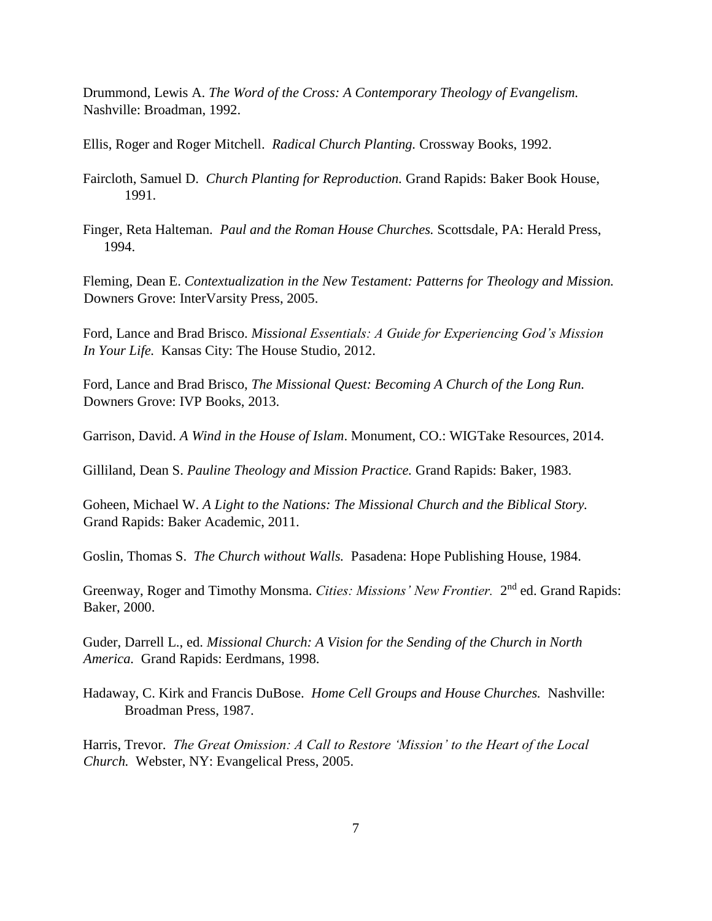Drummond, Lewis A. *The Word of the Cross: A Contemporary Theology of Evangelism.* Nashville: Broadman, 1992.

Ellis, Roger and Roger Mitchell. *Radical Church Planting.* Crossway Books, 1992.

Faircloth, Samuel D. *Church Planting for Reproduction.* Grand Rapids: Baker Book House, 1991.

Finger, Reta Halteman. *Paul and the Roman House Churches.* Scottsdale, PA: Herald Press, 1994.

Fleming, Dean E. *Contextualization in the New Testament: Patterns for Theology and Mission.* Downers Grove: InterVarsity Press, 2005.

Ford, Lance and Brad Brisco. *Missional Essentials: A Guide for Experiencing God's Mission In Your Life.* Kansas City: The House Studio, 2012.

Ford, Lance and Brad Brisco, *The Missional Quest: Becoming A Church of the Long Run.* Downers Grove: IVP Books, 2013.

Garrison, David. *A Wind in the House of Islam*. Monument, CO.: WIGTake Resources, 2014.

Gilliland, Dean S. *Pauline Theology and Mission Practice.* Grand Rapids: Baker, 1983.

Goheen, Michael W. *A Light to the Nations: The Missional Church and the Biblical Story.* Grand Rapids: Baker Academic, 2011.

Goslin, Thomas S. *The Church without Walls.* Pasadena: Hope Publishing House, 1984.

Greenway, Roger and Timothy Monsma. *Cities: Missions' New Frontier.* 2nd ed. Grand Rapids: Baker, 2000.

Guder, Darrell L., ed. *Missional Church: A Vision for the Sending of the Church in North America.* Grand Rapids: Eerdmans, 1998.

Hadaway, C. Kirk and Francis DuBose. *Home Cell Groups and House Churches.* Nashville: Broadman Press, 1987.

Harris, Trevor. *The Great Omission: A Call to Restore 'Mission' to the Heart of the Local Church.* Webster, NY: Evangelical Press, 2005.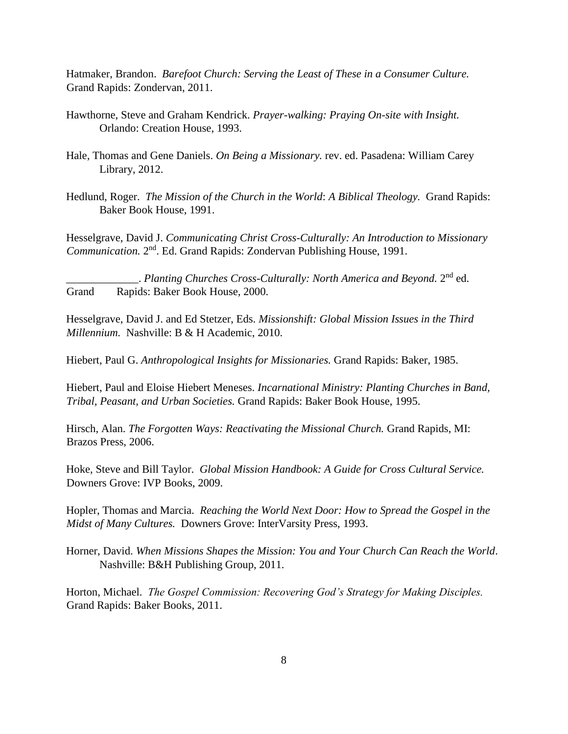Hatmaker, Brandon. *Barefoot Church: Serving the Least of These in a Consumer Culture.* Grand Rapids: Zondervan, 2011.

Hawthorne, Steve and Graham Kendrick. *Prayer-walking: Praying On-site with Insight.* Orlando: Creation House, 1993.

Hale, Thomas and Gene Daniels. *On Being a Missionary.* rev. ed. Pasadena: William Carey Library, 2012.

Hedlund, Roger. *The Mission of the Church in the World*: *A Biblical Theology.* Grand Rapids: Baker Book House, 1991.

Hesselgrave, David J. *Communicating Christ Cross-Culturally: An Introduction to Missionary Communication.* 2nd. Ed. Grand Rapids: Zondervan Publishing House, 1991.

_____________. *Planting Churches Cross-Culturally: North America and Beyond.* 2nd ed. Grand Rapids: Baker Book House, 2000.

Hesselgrave, David J. and Ed Stetzer, Eds. *Missionshift: Global Mission Issues in the Third Millennium.* Nashville: B & H Academic, 2010.

Hiebert, Paul G. *Anthropological Insights for Missionaries.* Grand Rapids: Baker, 1985.

Hiebert, Paul and Eloise Hiebert Meneses. *Incarnational Ministry: Planting Churches in Band, Tribal, Peasant, and Urban Societies.* Grand Rapids: Baker Book House, 1995.

Hirsch, Alan. *The Forgotten Ways: Reactivating the Missional Church.* Grand Rapids, MI: Brazos Press, 2006.

Hoke, Steve and Bill Taylor. *Global Mission Handbook: A Guide for Cross Cultural Service.* Downers Grove: IVP Books, 2009.

Hopler, Thomas and Marcia. *Reaching the World Next Door: How to Spread the Gospel in the Midst of Many Cultures.* Downers Grove: InterVarsity Press, 1993.

Horner, David. *When Missions Shapes the Mission: You and Your Church Can Reach the World*. Nashville: B&H Publishing Group, 2011.

Horton, Michael. *The Gospel Commission: Recovering God's Strategy for Making Disciples.* Grand Rapids: Baker Books, 2011.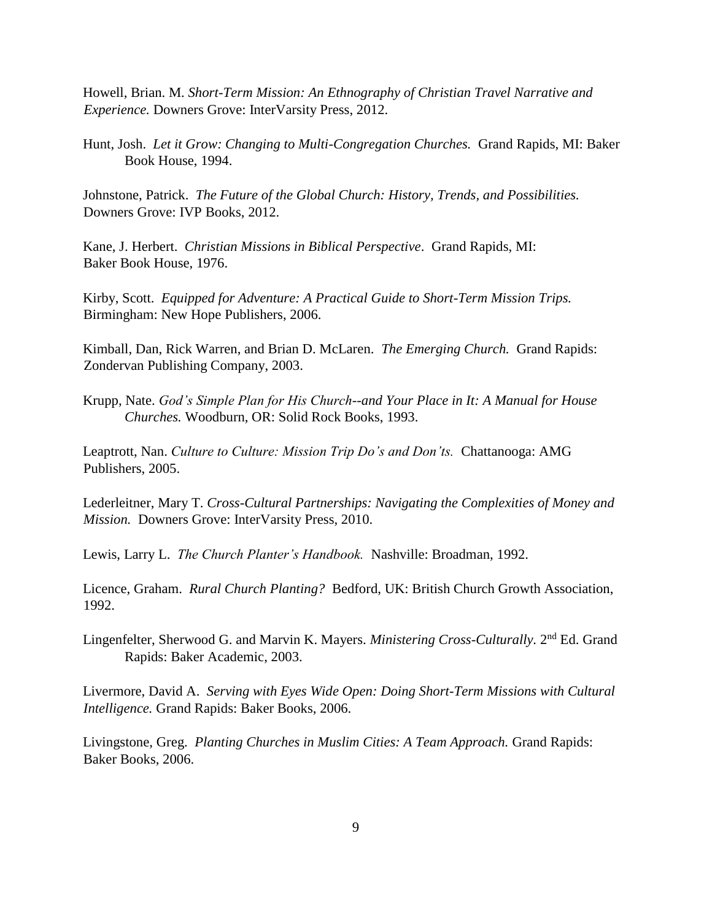Howell, Brian. M. *Short-Term Mission: An Ethnography of Christian Travel Narrative and Experience.* Downers Grove: InterVarsity Press, 2012.

Hunt, Josh. *Let it Grow: Changing to Multi-Congregation Churches.* Grand Rapids, MI: Baker Book House, 1994.

Johnstone, Patrick. *The Future of the Global Church: History, Trends, and Possibilities.* Downers Grove: IVP Books, 2012.

Kane, J. Herbert. *Christian Missions in Biblical Perspective*. Grand Rapids, MI: Baker Book House, 1976.

Kirby, Scott. *Equipped for Adventure: A Practical Guide to Short-Term Mission Trips.* Birmingham: New Hope Publishers, 2006.

Kimball, Dan, Rick Warren, and Brian D. McLaren. *The Emerging Church.* Grand Rapids: Zondervan Publishing Company, 2003.

Krupp, Nate. *God's Simple Plan for His Church--and Your Place in It: A Manual for House Churches.* Woodburn, OR: Solid Rock Books, 1993.

Leaptrott, Nan. *Culture to Culture: Mission Trip Do's and Don'ts.* Chattanooga: AMG Publishers, 2005.

Lederleitner, Mary T. *Cross-Cultural Partnerships: Navigating the Complexities of Money and Mission.* Downers Grove: InterVarsity Press, 2010.

Lewis, Larry L. *The Church Planter's Handbook.* Nashville: Broadman, 1992.

Licence, Graham. *Rural Church Planting?* Bedford, UK: British Church Growth Association, 1992.

Lingenfelter, Sherwood G. and Marvin K. Mayers. *Ministering Cross-Culturally.* 2nd Ed. Grand Rapids: Baker Academic, 2003.

Livermore, David A. *Serving with Eyes Wide Open: Doing Short-Term Missions with Cultural Intelligence.* Grand Rapids: Baker Books, 2006.

Livingstone, Greg. *Planting Churches in Muslim Cities: A Team Approach.* Grand Rapids: Baker Books, 2006.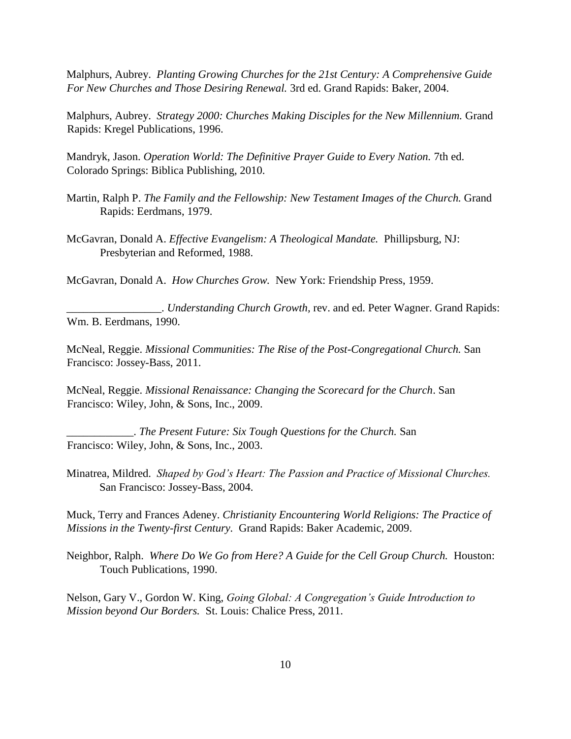Malphurs, Aubrey. *Planting Growing Churches for the 21st Century: A Comprehensive Guide For New Churches and Those Desiring Renewal.* 3rd ed. Grand Rapids: Baker, 2004.

Malphurs, Aubrey. *Strategy 2000: Churches Making Disciples for the New Millennium.* Grand Rapids: Kregel Publications, 1996.

Mandryk, Jason. *Operation World: The Definitive Prayer Guide to Every Nation.* 7th ed. Colorado Springs: Biblica Publishing, 2010.

Martin, Ralph P. *The Family and the Fellowship: New Testament Images of the Church.* Grand Rapids: Eerdmans, 1979.

McGavran, Donald A. *Effective Evangelism: A Theological Mandate.* Phillipsburg, NJ: Presbyterian and Reformed, 1988.

McGavran, Donald A. *How Churches Grow.* New York: Friendship Press, 1959.

_________________. *Understanding Church Growth,* rev. and ed. Peter Wagner. Grand Rapids: Wm. B. Eerdmans, 1990.

McNeal, Reggie. *Missional Communities: The Rise of the Post-Congregational Church.* San Francisco: Jossey-Bass, 2011.

McNeal, Reggie. *Missional Renaissance: Changing the Scorecard for the Church*. San Francisco: Wiley, John, & Sons, Inc., 2009.

____________. *The Present Future: Six Tough Questions for the Church.* San Francisco: Wiley, John, & Sons, Inc., 2003.

Minatrea, Mildred. *Shaped by God's Heart: The Passion and Practice of Missional Churches.* San Francisco: Jossey-Bass, 2004.

Muck, Terry and Frances Adeney. *Christianity Encountering World Religions: The Practice of Missions in the Twenty-first Century.* Grand Rapids: Baker Academic, 2009.

Neighbor, Ralph. *Where Do We Go from Here? A Guide for the Cell Group Church.* Houston: Touch Publications, 1990.

Nelson, Gary V., Gordon W. King, *Going Global: A Congregation's Guide Introduction to Mission beyond Our Borders.* St. Louis: Chalice Press, 2011.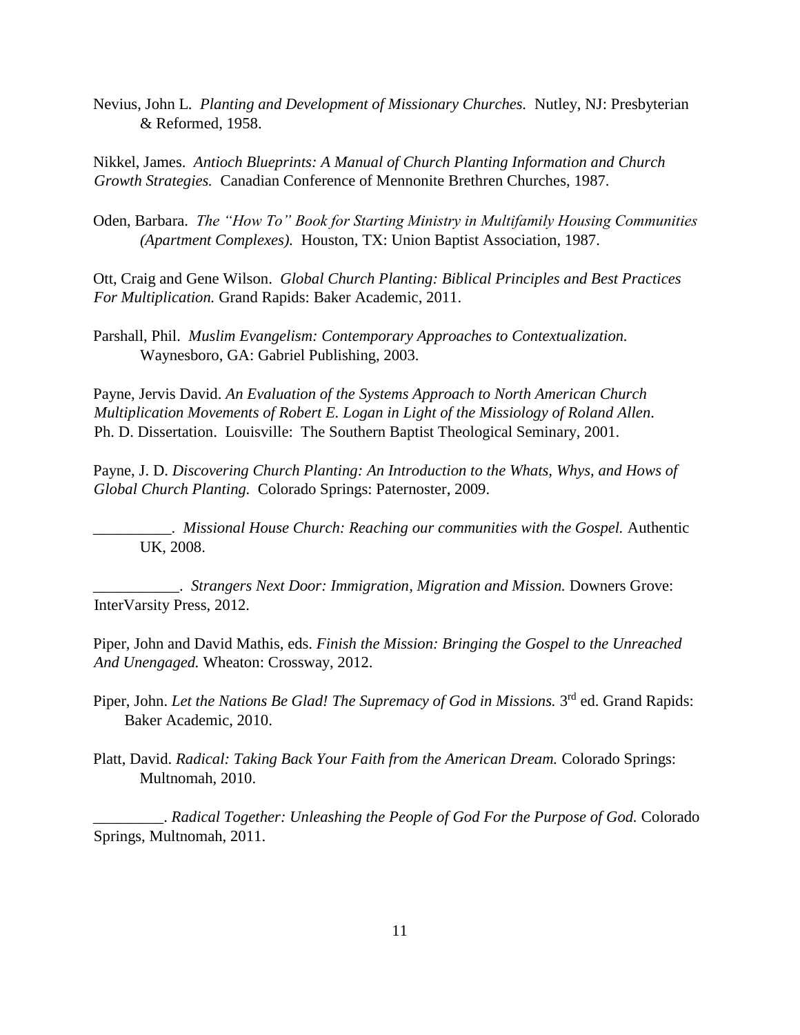Nevius, John L. *Planting and Development of Missionary Churches.* Nutley, NJ: Presbyterian & Reformed, 1958.

Nikkel, James. *Antioch Blueprints: A Manual of Church Planting Information and Church Growth Strategies.* Canadian Conference of Mennonite Brethren Churches, 1987.

Oden, Barbara. *The "How To" Book for Starting Ministry in Multifamily Housing Communities (Apartment Complexes).* Houston, TX: Union Baptist Association, 1987.

Ott, Craig and Gene Wilson. *Global Church Planting: Biblical Principles and Best Practices For Multiplication.* Grand Rapids: Baker Academic, 2011.

Parshall, Phil. *Muslim Evangelism: Contemporary Approaches to Contextualization.* Waynesboro, GA: Gabriel Publishing, 2003.

Payne, Jervis David. *An Evaluation of the Systems Approach to North American Church Multiplication Movements of Robert E. Logan in Light of the Missiology of Roland Allen.* Ph. D. Dissertation. Louisville: The Southern Baptist Theological Seminary, 2001.

Payne, J. D. *Discovering Church Planting: An Introduction to the Whats, Whys, and Hows of Global Church Planting.* Colorado Springs: Paternoster, 2009.

__________. *Missional House Church: Reaching our communities with the Gospel.* Authentic UK, 2008.

___________. *Strangers Next Door: Immigration, Migration and Mission.* Downers Grove: InterVarsity Press, 2012.

Piper, John and David Mathis, eds. *Finish the Mission: Bringing the Gospel to the Unreached And Unengaged.* Wheaton: Crossway, 2012.

Piper, John. *Let the Nations Be Glad! The Supremacy of God in Missions.* 3rd ed. Grand Rapids: Baker Academic, 2010.

Platt, David. *Radical: Taking Back Your Faith from the American Dream.* Colorado Springs: Multnomah, 2010.

_________. *Radical Together: Unleashing the People of God For the Purpose of God.* Colorado Springs, Multnomah, 2011.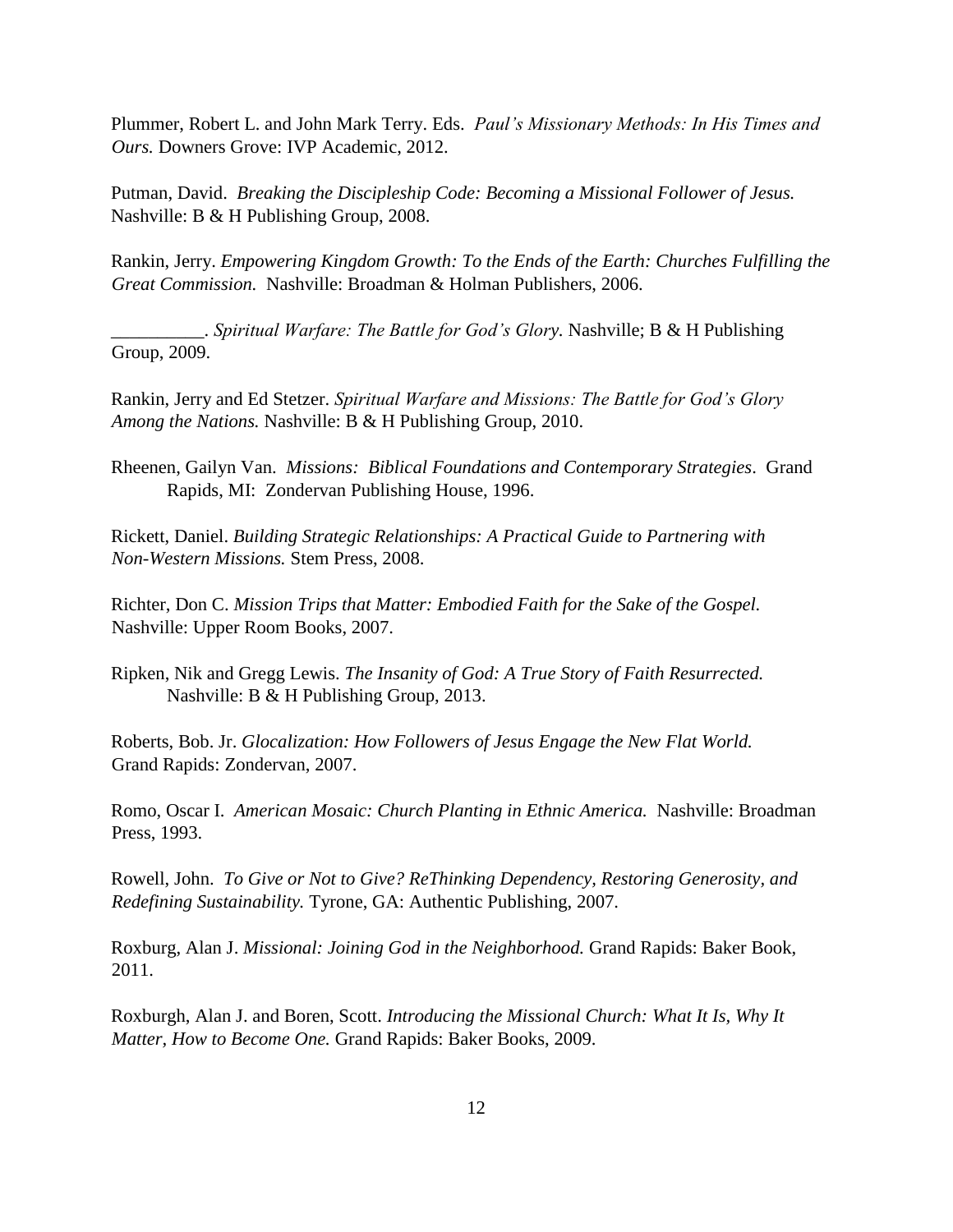Plummer, Robert L. and John Mark Terry. Eds. *Paul's Missionary Methods: In His Times and Ours.* Downers Grove: IVP Academic, 2012.

Putman, David. *Breaking the Discipleship Code: Becoming a Missional Follower of Jesus.* Nashville: B & H Publishing Group, 2008.

Rankin, Jerry. *Empowering Kingdom Growth: To the Ends of the Earth: Churches Fulfilling the Great Commission.* Nashville: Broadman & Holman Publishers, 2006.

__________. *Spiritual Warfare: The Battle for God's Glory*. Nashville; B & H Publishing Group, 2009.

Rankin, Jerry and Ed Stetzer. *Spiritual Warfare and Missions: The Battle for God's Glory Among the Nations.* Nashville: B & H Publishing Group, 2010.

Rheenen, Gailyn Van. *Missions: Biblical Foundations and Contemporary Strategies*. Grand Rapids, MI: Zondervan Publishing House, 1996.

Rickett, Daniel. *Building Strategic Relationships: A Practical Guide to Partnering with Non-Western Missions.* Stem Press, 2008.

Richter, Don C. *Mission Trips that Matter: Embodied Faith for the Sake of the Gospel.* Nashville: Upper Room Books, 2007.

Ripken, Nik and Gregg Lewis. *The Insanity of God: A True Story of Faith Resurrected.* Nashville: B & H Publishing Group, 2013.

Roberts, Bob. Jr. *Glocalization: How Followers of Jesus Engage the New Flat World.* Grand Rapids: Zondervan, 2007.

Romo, Oscar I. *American Mosaic: Church Planting in Ethnic America.* Nashville: Broadman Press, 1993.

Rowell, John. *To Give or Not to Give? ReThinking Dependency, Restoring Generosity, and Redefining Sustainability.* Tyrone, GA: Authentic Publishing, 2007.

Roxburg, Alan J. *Missional: Joining God in the Neighborhood.* Grand Rapids: Baker Book, 2011.

Roxburgh, Alan J. and Boren, Scott. *Introducing the Missional Church: What It Is, Why It Matter, How to Become One.* Grand Rapids: Baker Books, 2009.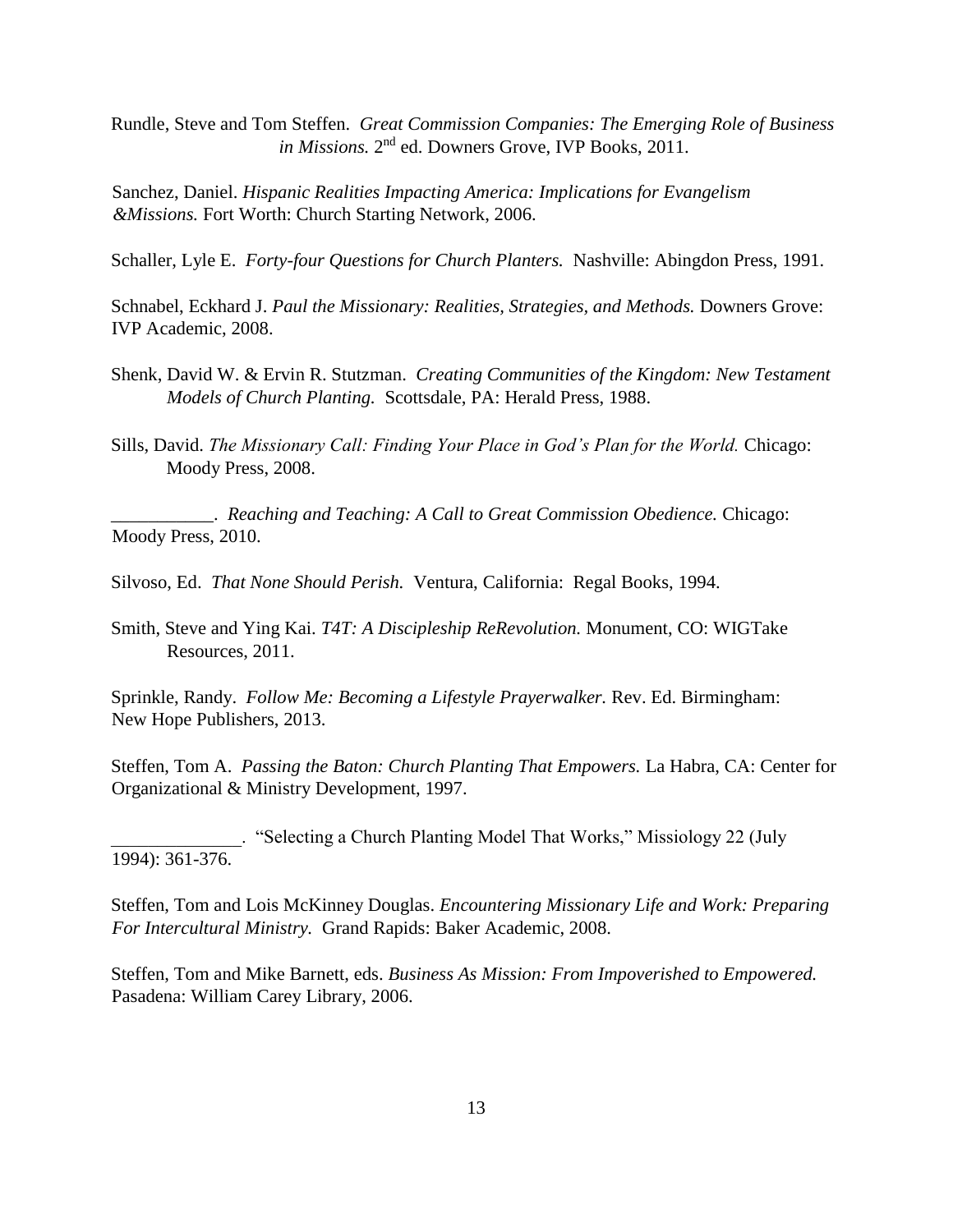Rundle, Steve and Tom Steffen. *Great Commission Companies: The Emerging Role of Business in Missions.* 2nd ed. Downers Grove, IVP Books, 2011.

Sanchez, Daniel. *Hispanic Realities Impacting America: Implications for Evangelism &Missions.* Fort Worth: Church Starting Network, 2006.

Schaller, Lyle E. *Forty-four Questions for Church Planters.* Nashville: Abingdon Press, 1991.

Schnabel, Eckhard J. *Paul the Missionary: Realities, Strategies, and Methods.* Downers Grove: IVP Academic, 2008.

Shenk, David W. & Ervin R. Stutzman. *Creating Communities of the Kingdom: New Testament Models of Church Planting.* Scottsdale, PA: Herald Press, 1988.

Sills, David. *The Missionary Call: Finding Your Place in God's Plan for the World.* Chicago: Moody Press, 2008.

___________. *Reaching and Teaching: A Call to Great Commission Obedience.* Chicago: Moody Press, 2010.

Silvoso, Ed. *That None Should Perish.* Ventura, California: Regal Books, 1994.

Smith, Steve and Ying Kai. *T4T: A Discipleship ReRevolution.* Monument, CO: WIGTake Resources, 2011.

Sprinkle, Randy. *Follow Me: Becoming a Lifestyle Prayerwalker.* Rev. Ed. Birmingham: New Hope Publishers, 2013.

Steffen, Tom A. *Passing the Baton: Church Planting That Empowers.* La Habra, CA: Center for Organizational & Ministry Development, 1997.

______________. "Selecting a Church Planting Model That Works," Missiology 22 (July 1994): 361-376.

Steffen, Tom and Lois McKinney Douglas. *Encountering Missionary Life and Work: Preparing For Intercultural Ministry.* Grand Rapids: Baker Academic, 2008.

Steffen, Tom and Mike Barnett, eds. *Business As Mission: From Impoverished to Empowered.* Pasadena: William Carey Library, 2006.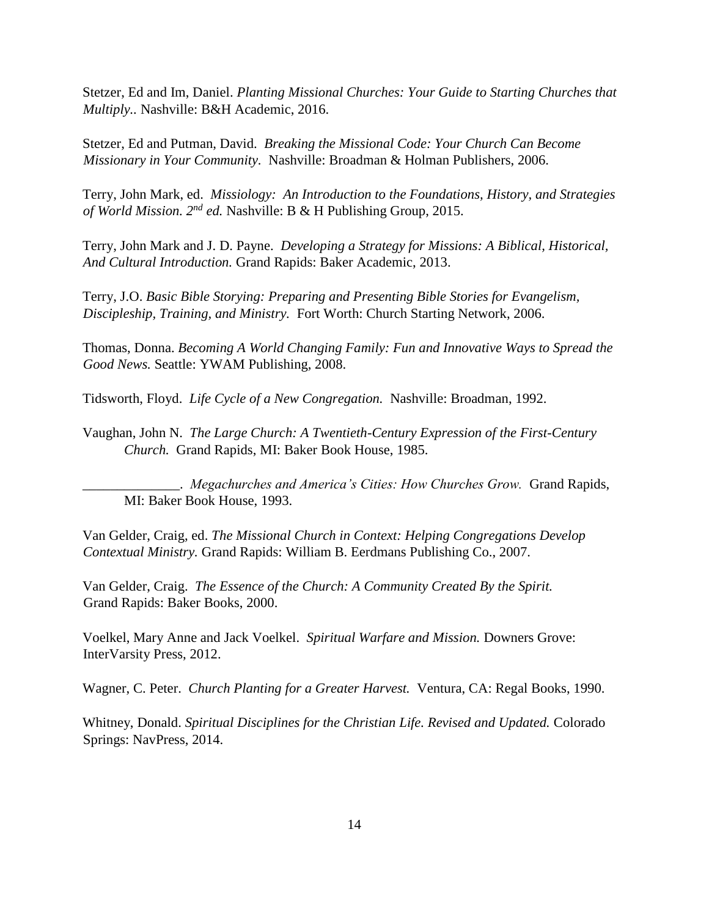Stetzer, Ed and Im, Daniel. *Planting Missional Churches: Your Guide to Starting Churches that Multiply.*. Nashville: B&H Academic, 2016.

Stetzer, Ed and Putman, David. *Breaking the Missional Code: Your Church Can Become Missionary in Your Community.* Nashville: Broadman & Holman Publishers, 2006.

Terry, John Mark, ed. *Missiology: An Introduction to the Foundations, History, and Strategies of World Mission. 2nd ed.* Nashville: B & H Publishing Group, 2015.

Terry, John Mark and J. D. Payne. *Developing a Strategy for Missions: A Biblical, Historical, And Cultural Introduction.* Grand Rapids: Baker Academic, 2013.

Terry, J.O. *Basic Bible Storying: Preparing and Presenting Bible Stories for Evangelism, Discipleship, Training, and Ministry.* Fort Worth: Church Starting Network, 2006.

Thomas, Donna. *Becoming A World Changing Family: Fun and Innovative Ways to Spread the Good News.* Seattle: YWAM Publishing, 2008.

Tidsworth, Floyd. *Life Cycle of a New Congregation.* Nashville: Broadman, 1992.

Vaughan, John N. *The Large Church: A Twentieth-Century Expression of the First-Century Church.* Grand Rapids, MI: Baker Book House, 1985.

______________. *Megachurches and America's Cities: How Churches Grow.* Grand Rapids, MI: Baker Book House, 1993.

Van Gelder, Craig, ed. *The Missional Church in Context: Helping Congregations Develop Contextual Ministry.* Grand Rapids: William B. Eerdmans Publishing Co., 2007.

Van Gelder, Craig. *The Essence of the Church: A Community Created By the Spirit.* Grand Rapids: Baker Books, 2000.

Voelkel, Mary Anne and Jack Voelkel. *Spiritual Warfare and Mission.* Downers Grove: InterVarsity Press, 2012.

Wagner, C. Peter. *Church Planting for a Greater Harvest.* Ventura, CA: Regal Books, 1990.

Whitney, Donald. *Spiritual Disciplines for the Christian Life. Revised and Updated.* Colorado Springs: NavPress, 2014.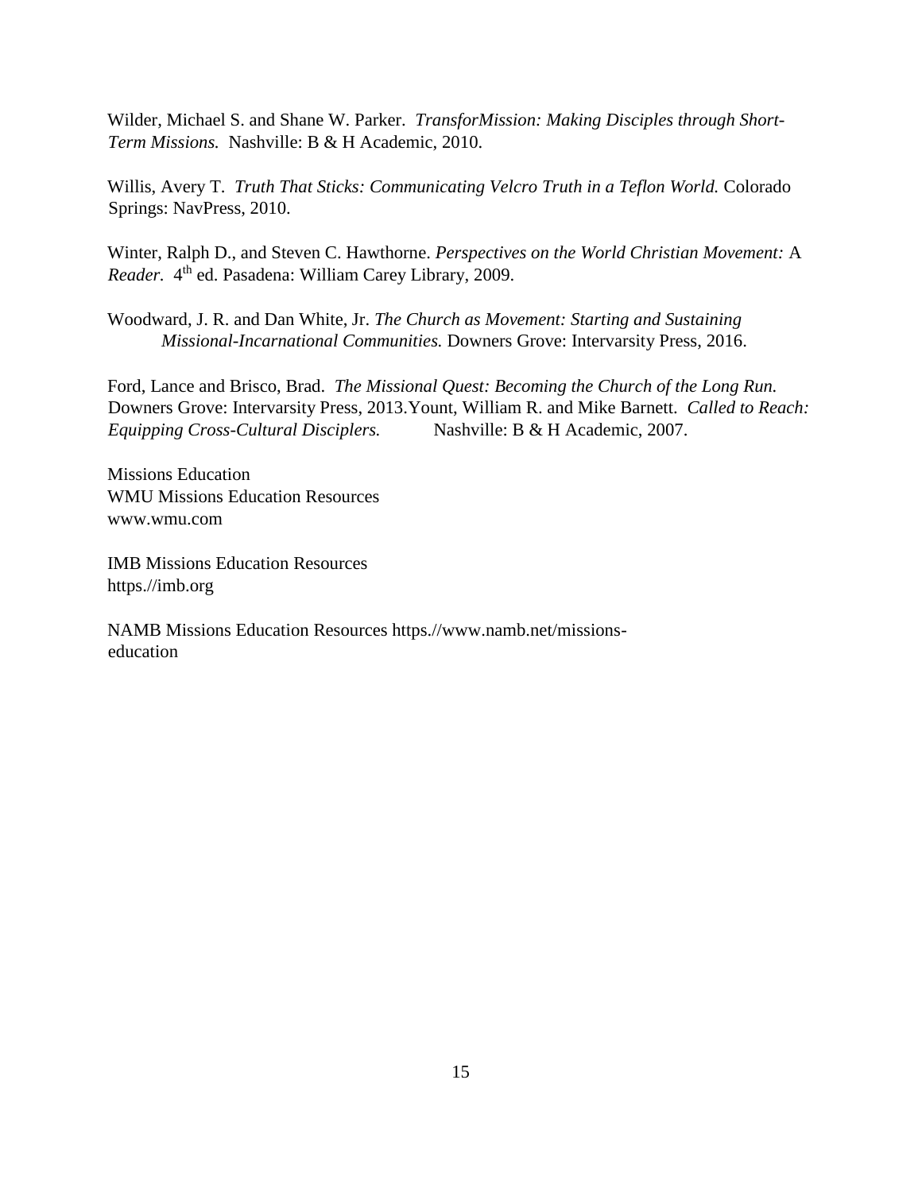Wilder, Michael S. and Shane W. Parker. *TransforMission: Making Disciples through Short-Term Missions.* Nashville: B & H Academic, 2010.

Willis, Avery T. *Truth That Sticks: Communicating Velcro Truth in a Teflon World.* Colorado Springs: NavPress, 2010.

Winter, Ralph D., and Steven C. Hawthorne. *Perspectives on the World Christian Movement:* A *Reader.* 4th ed. Pasadena: William Carey Library, 2009.

Woodward, J. R. and Dan White, Jr. *The Church as Movement: Starting and Sustaining Missional-Incarnational Communities.* Downers Grove: Intervarsity Press, 2016.

Ford, Lance and Brisco, Brad. *The Missional Quest: Becoming the Church of the Long Run.* Downers Grove: Intervarsity Press, 2013.Yount, William R. and Mike Barnett. *Called to Reach: Equipping Cross-Cultural Disciplers.* Nashville: B & H Academic, 2007.

Missions Education
WMU Missions Education Resources
www.wmu.com

IMB Missions Education Resources
https.//imb.org

NAMB Missions Education Resources https.//www.namb.net/missions-education